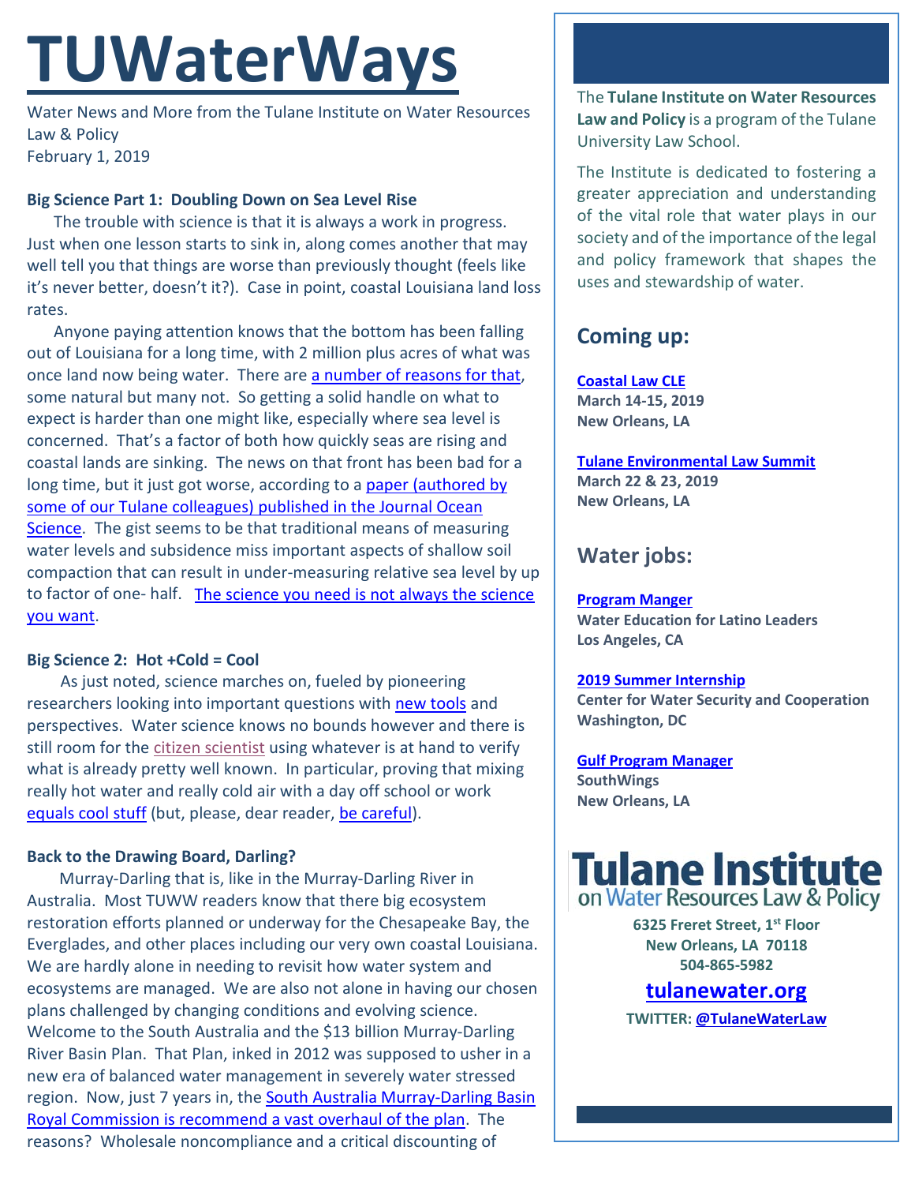# TUWaterWays

Water News and More from the Tulane Institute on Water Resources Law & Policy
February 1, 2019

**Big Science Part 1: Doubling Down on Sea Level Rise**

The trouble with science is that it is always a work in progress. Just when one lesson starts to sink in, along comes another that may well tell you that things are worse than previously thought (feels like it's never better, doesn't it?). Case in point, coastal Louisiana land loss rates.

Anyone paying attention knows that the bottom has been falling out of Louisiana for a long time, with 2 million plus acres of what was once land now being water. There are a number of reasons for that, some natural but many not. So getting a solid handle on what to expect is harder than one might like, especially where sea level is concerned. That's a factor of both how quickly seas are rising and coastal lands are sinking. The news on that front has been bad for a long time, but it just got worse, according to a paper (authored by some of our Tulane colleagues) published in the Journal Ocean Science. The gist seems to be that traditional means of measuring water levels and subsidence miss important aspects of shallow soil compaction that can result in under-measuring relative sea level by up to factor of one- half. The science you need is not always the science you want.

**Big Science 2: Hot +Cold = Cool**

As just noted, science marches on, fueled by pioneering researchers looking into important questions with new tools and perspectives. Water science knows no bounds however and there is still room for the citizen scientist using whatever is at hand to verify what is already pretty well known. In particular, proving that mixing really hot water and really cold air with a day off school or work equals cool stuff (but, please, dear reader, be careful).

**Back to the Drawing Board, Darling?**

Murray-Darling that is, like in the Murray-Darling River in Australia. Most TUWW readers know that there big ecosystem restoration efforts planned or underway for the Chesapeake Bay, the Everglades, and other places including our very own coastal Louisiana. We are hardly alone in needing to revisit how water system and ecosystems are managed. We are also not alone in having our chosen plans challenged by changing conditions and evolving science. Welcome to the South Australia and the $13 billion Murray-Darling River Basin Plan. That Plan, inked in 2012 was supposed to usher in a new era of balanced water management in severely water stressed region. Now, just 7 years in, the South Australia Murray-Darling Basin Royal Commission is recommend a vast overhaul of the plan. The reasons? Wholesale noncompliance and a critical discounting of

---

The **Tulane Institute on Water Resources Law and Policy** is a program of the Tulane University Law School.

The Institute is dedicated to fostering a greater appreciation and understanding of the vital role that water plays in our society and of the importance of the legal and policy framework that shapes the uses and stewardship of water.

## Coming up:

**Coastal Law CLE**
**March 14-15, 2019**
**New Orleans, LA**

**Tulane Environmental Law Summit**
**March 22 & 23, 2019**
**New Orleans, LA**

## Water jobs:

**Program Manger**
**Water Education for Latino Leaders**
**Los Angeles, CA**

**2019 Summer Internship**
**Center for Water Security and Cooperation**
**Washington, DC**

**Gulf Program Manager**
**SouthWings**
**New Orleans, LA**

**Tulane Institute on Water Resources Law & Policy**

**6325 Freret Street, 1st Floor**
**New Orleans, LA 70118**
**504-865-5982**

**tulanewater.org**

**TWITTER: @TulaneWaterLaw**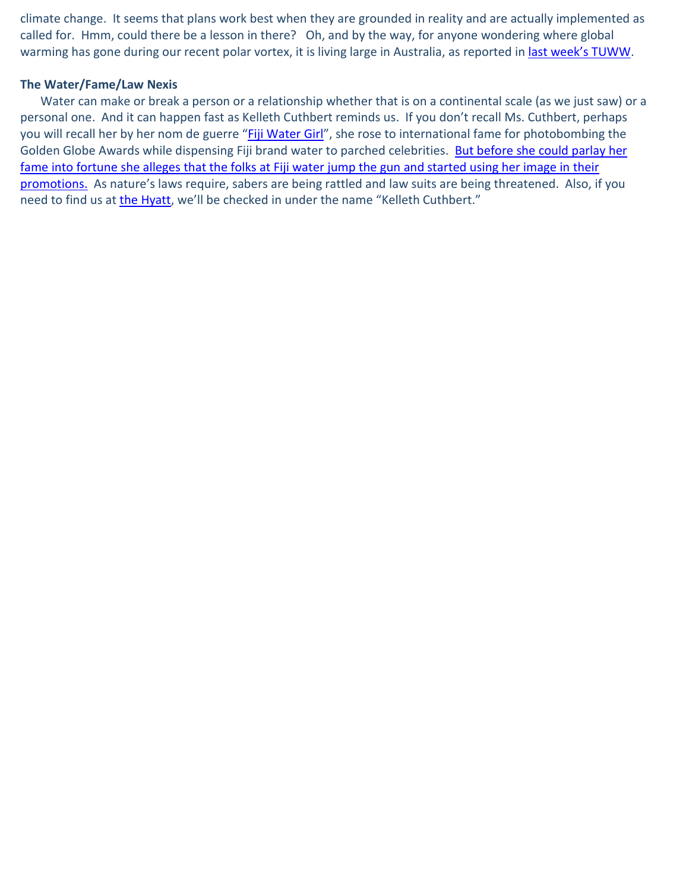climate change. It seems that plans work best when they are grounded in reality and are actually implemented as called for. Hmm, could there be a lesson in there? Oh, and by the way, for anyone wondering where global warming has gone during our recent polar vortex, it is living large in Australia, as reported in last week's TUWW.

**The Water/Fame/Law Nexis**

Water can make or break a person or a relationship whether that is on a continental scale (as we just saw) or a personal one. And it can happen fast as Kelleth Cuthbert reminds us. If you don't recall Ms. Cuthbert, perhaps you will recall her by her nom de guerre "Fiji Water Girl", she rose to international fame for photobombing the Golden Globe Awards while dispensing Fiji brand water to parched celebrities. But before she could parlay her fame into fortune she alleges that the folks at Fiji water jump the gun and started using her image in their promotions. As nature's laws require, sabers are being rattled and law suits are being threatened. Also, if you need to find us at the Hyatt, we'll be checked in under the name "Kelleth Cuthbert."